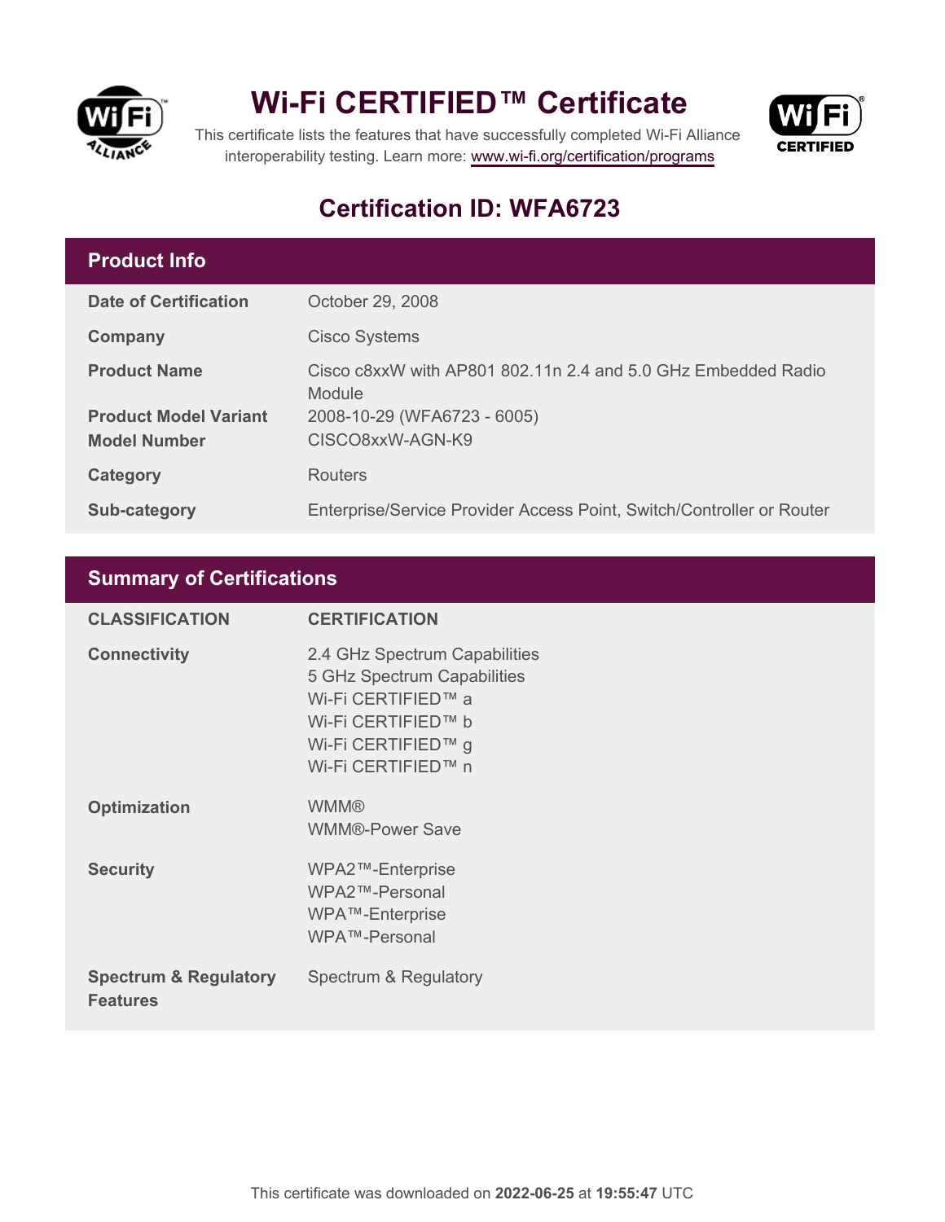# Wi-Fi CERTIFIED™ Certificate

This certificate lists the features that have successfully completed Wi-Fi Alliance interoperability testing. Learn more: www.wi-fi.org/certification/programs

## Certification ID: WFA6723

### Product Info

| | |
|---|---|
| **Date of Certification** | October 29, 2008 |
| **Company** | Cisco Systems |
| **Product Name** | Cisco c8xxW with AP801 802.11n 2.4 and 5.0 GHz Embedded Radio Module |
| **Product Model Variant** | 2008-10-29 (WFA6723 - 6005) |
| **Model Number** | CISCO8xxW-AGN-K9 |
| **Category** | Routers |
| **Sub-category** | Enterprise/Service Provider Access Point, Switch/Controller or Router |

### Summary of Certifications

| CLASSIFICATION | CERTIFICATION |
|---|---|
| **Connectivity** | 2.4 GHz Spectrum Capabilities<br>5 GHz Spectrum Capabilities<br>Wi-Fi CERTIFIED™ a<br>Wi-Fi CERTIFIED™ b<br>Wi-Fi CERTIFIED™ g<br>Wi-Fi CERTIFIED™ n |
| **Optimization** | WMM®<br>WMM®-Power Save |
| **Security** | WPA2™-Enterprise<br>WPA2™-Personal<br>WPA™-Enterprise<br>WPA™-Personal |
| **Spectrum & Regulatory Features** | Spectrum & Regulatory |

This certificate was downloaded on **2022-06-25** at **19:55:47** UTC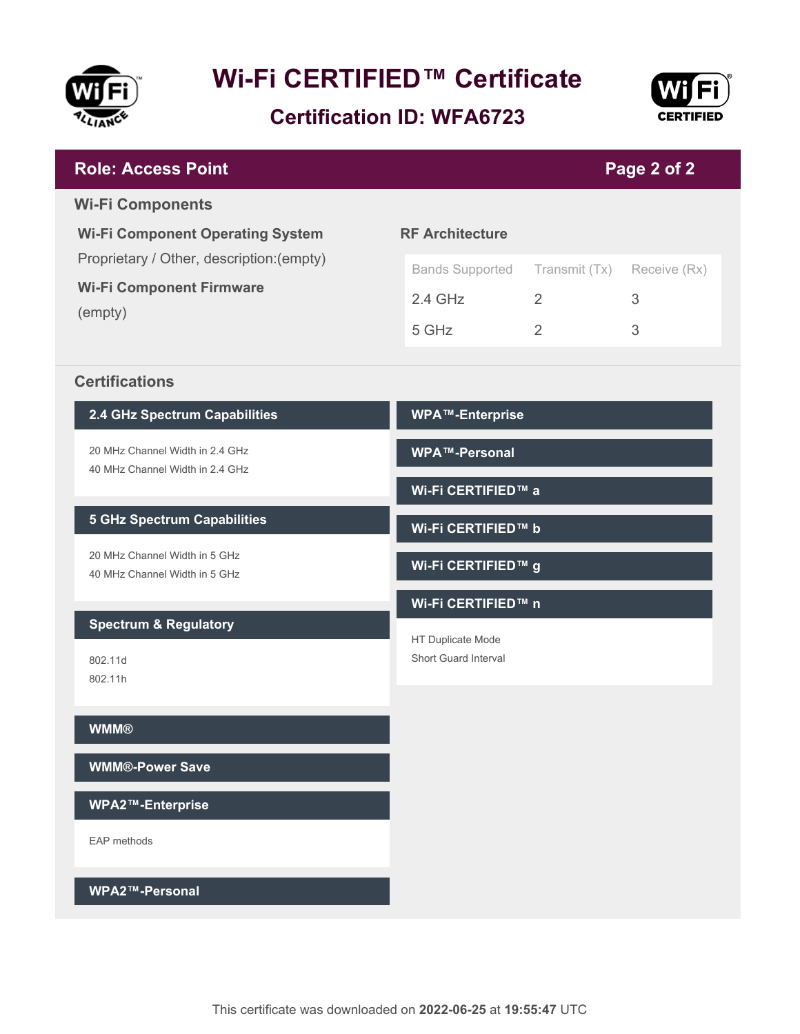# Wi-Fi CERTIFIED™ Certificate

## Certification ID: WFA6723

**Role: Access Point**

## Wi-Fi Components

### Wi-Fi Component Operating System

Proprietary / Other, description:(empty)

### Wi-Fi Component Firmware

(empty)

### RF Architecture

| Bands Supported | Transmit (Tx) | Receive (Rx) |
|---|---|---|
| 2.4 GHz | 2 | 3 |
| 5 GHz | 2 | 3 |

## Certifications

### 2.4 GHz Spectrum Capabilities

20 MHz Channel Width in 2.4 GHz
40 MHz Channel Width in 2.4 GHz

### 5 GHz Spectrum Capabilities

20 MHz Channel Width in 5 GHz
40 MHz Channel Width in 5 GHz

### Spectrum & Regulatory

802.11d
802.11h

### WMM®

### WMM®-Power Save

### WPA2™-Enterprise

EAP methods

### WPA2™-Personal

### WPA™-Enterprise

### WPA™-Personal

### Wi-Fi CERTIFIED™ a

### Wi-Fi CERTIFIED™ b

### Wi-Fi CERTIFIED™ g

### Wi-Fi CERTIFIED™ n

HT Duplicate Mode
Short Guard Interval

This certificate was downloaded on **2022-06-25** at **19:55:47** UTC